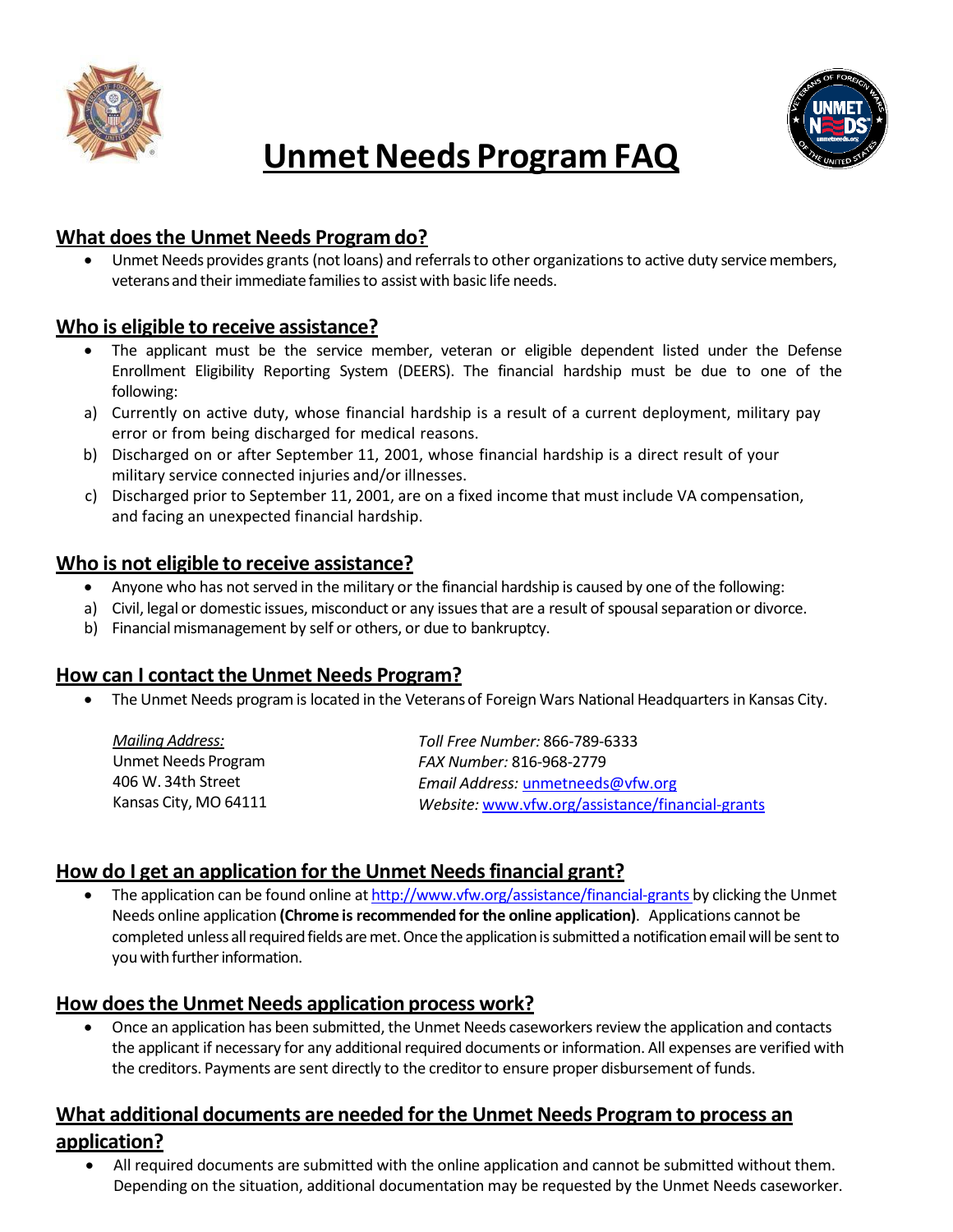# Unmet Needs Program FAQ

## What does the Unmet Needs Program do?

- Unmet Needs provides grants (not loans) and referrals to other organizations to active duty service members, veterans and their immediate families to assist with basic life needs.

## Who is eligible to receive assistance?

- The applicant must be the service member, veteran or eligible dependent listed under the Defense Enrollment Eligibility Reporting System (DEERS). The financial hardship must be due to one of the following:

a) Currently on active duty, whose financial hardship is a result of a current deployment, military pay error or from being discharged for medical reasons.

b) Discharged on or after September 11, 2001, whose financial hardship is a direct result of your military service connected injuries and/or illnesses.

c) Discharged prior to September 11, 2001, are on a fixed income that must include VA compensation, and facing an unexpected financial hardship.

## Who is not eligible to receive assistance?

- Anyone who has not served in the military or the financial hardship is caused by one of the following:

a) Civil, legal or domestic issues, misconduct or any issues that are a result of spousal separation or divorce.

b) Financial mismanagement by self or others, or due to bankruptcy.

## How can I contact the Unmet Needs Program?

- The Unmet Needs program is located in the Veterans of Foreign Wars National Headquarters in Kansas City.

*Mailing Address:*
Unmet Needs Program
406 W. 34th Street
Kansas City, MO 64111

*Toll Free Number:* 866-789-6333
*FAX Number:* 816-968-2779
*Email Address:* unmetneeds@vfw.org
*Website:* www.vfw.org/assistance/financial-grants

## How do I get an application for the Unmet Needs financial grant?

- The application can be found online at http://www.vfw.org/assistance/financial-grants by clicking the Unmet Needs online application **(Chrome is recommended for the online application)**. Applications cannot be completed unless all required fields are met. Once the application is submitted a notification email will be sent to you with further information.

## How does the Unmet Needs application process work?

- Once an application has been submitted, the Unmet Needs caseworkers review the application and contacts the applicant if necessary for any additional required documents or information. All expenses are verified with the creditors. Payments are sent directly to the creditor to ensure proper disbursement of funds.

## What additional documents are needed for the Unmet Needs Program to process an application?

- All required documents are submitted with the online application and cannot be submitted without them. Depending on the situation, additional documentation may be requested by the Unmet Needs caseworker.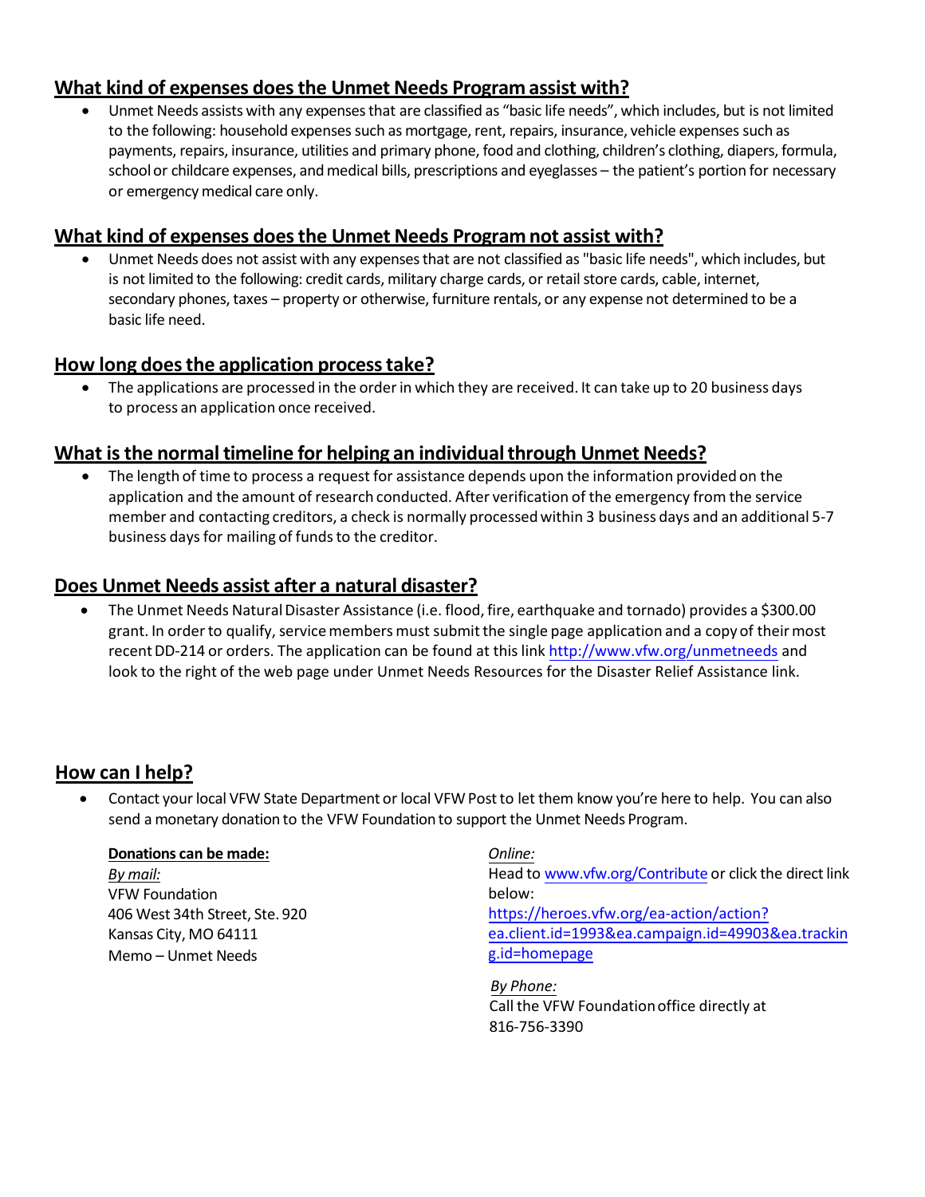## What kind of expenses does the Unmet Needs Program assist with?

- Unmet Needs assists with any expenses that are classified as "basic life needs", which includes, but is not limited to the following: household expenses such as mortgage, rent, repairs, insurance, vehicle expenses such as payments, repairs, insurance, utilities and primary phone, food and clothing, children's clothing, diapers, formula, school or childcare expenses, and medical bills, prescriptions and eyeglasses – the patient's portion for necessary or emergency medical care only.

## What kind of expenses does the Unmet Needs Program not assist with?

- Unmet Needs does not assist with any expenses that are not classified as "basic life needs", which includes, but is not limited to the following: credit cards, military charge cards, or retail store cards, cable, internet, secondary phones, taxes – property or otherwise, furniture rentals, or any expense not determined to be a basic life need.

## How long does the application process take?

- The applications are processed in the order in which they are received. It can take up to 20 business days to process an application once received.

## What is the normal timeline for helping an individual through Unmet Needs?

- The length of time to process a request for assistance depends upon the information provided on the application and the amount of research conducted. After verification of the emergency from the service member and contacting creditors, a check is normally processed within 3 business days and an additional 5-7 business days for mailing of funds to the creditor.

## Does Unmet Needs assist after a natural disaster?

- The Unmet Needs Natural Disaster Assistance (i.e. flood, fire, earthquake and tornado) provides a $300.00 grant. In order to qualify, service members must submit the single page application and a copy of their most recent DD-214 or orders. The application can be found at this link http://www.vfw.org/unmetneeds and look to the right of the web page under Unmet Needs Resources for the Disaster Relief Assistance link.

## How can I help?

- Contact your local VFW State Department or local VFW Post to let them know you're here to help. You can also send a monetary donation to the VFW Foundation to support the Unmet Needs Program.

**Donations can be made:**

*By mail:*
VFW Foundation
406 West 34th Street, Ste. 920
Kansas City, MO 64111
Memo – Unmet Needs

*Online:*
Head to www.vfw.org/Contribute or click the direct link below:
https://heroes.vfw.org/ea-action/action?ea.client.id=1993&ea.campaign.id=49903&ea.tracking.id=homepage

*By Phone:*
Call the VFW Foundation office directly at 816-756-3390